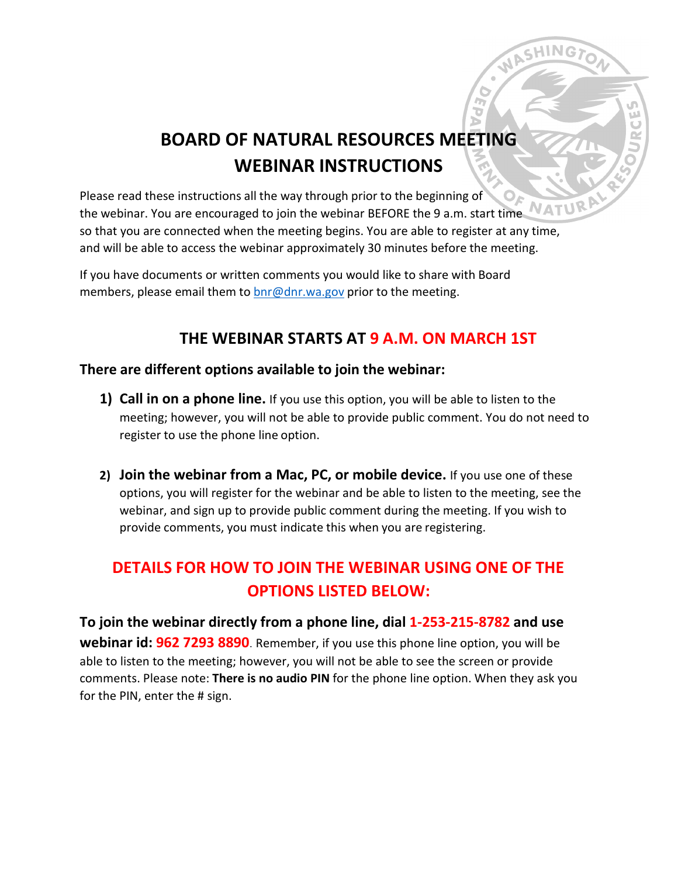# BOARD OF NATURAL RESOURCES MEETING WEBINAR INSTRUCTIONS

Please read these instructions all the way through prior to the beginning of the webinar. You are encouraged to join the webinar BEFORE the 9 a.m. start time so that you are connected when the meeting begins. You are able to register at any time, and will be able to access the webinar approximately 30 minutes before the meeting.

If you have documents or written comments you would like to share with Board members, please email them to bnr@dnr.wa.gov prior to the meeting.

## THE WEBINAR STARTS AT 9 A.M. ON MARCH 1ST

### There are different options available to join the webinar:

1) **Call in on a phone line.** If you use this option, you will be able to listen to the meeting; however, you will not be able to provide public comment. You do not need to register to use the phone line option.

2) **Join the webinar from a Mac, PC, or mobile device.** If you use one of these options, you will register for the webinar and be able to listen to the meeting, see the webinar, and sign up to provide public comment during the meeting. If you wish to provide comments, you must indicate this when you are registering.

## DETAILS FOR HOW TO JOIN THE WEBINAR USING ONE OF THE OPTIONS LISTED BELOW:

**To join the webinar directly from a phone line, dial 1-253-215-8782 and use webinar id: 962 7293 8890**. Remember, if you use this phone line option, you will be able to listen to the meeting; however, you will not be able to see the screen or provide comments. Please note: **There is no audio PIN** for the phone line option. When they ask you for the PIN, enter the # sign.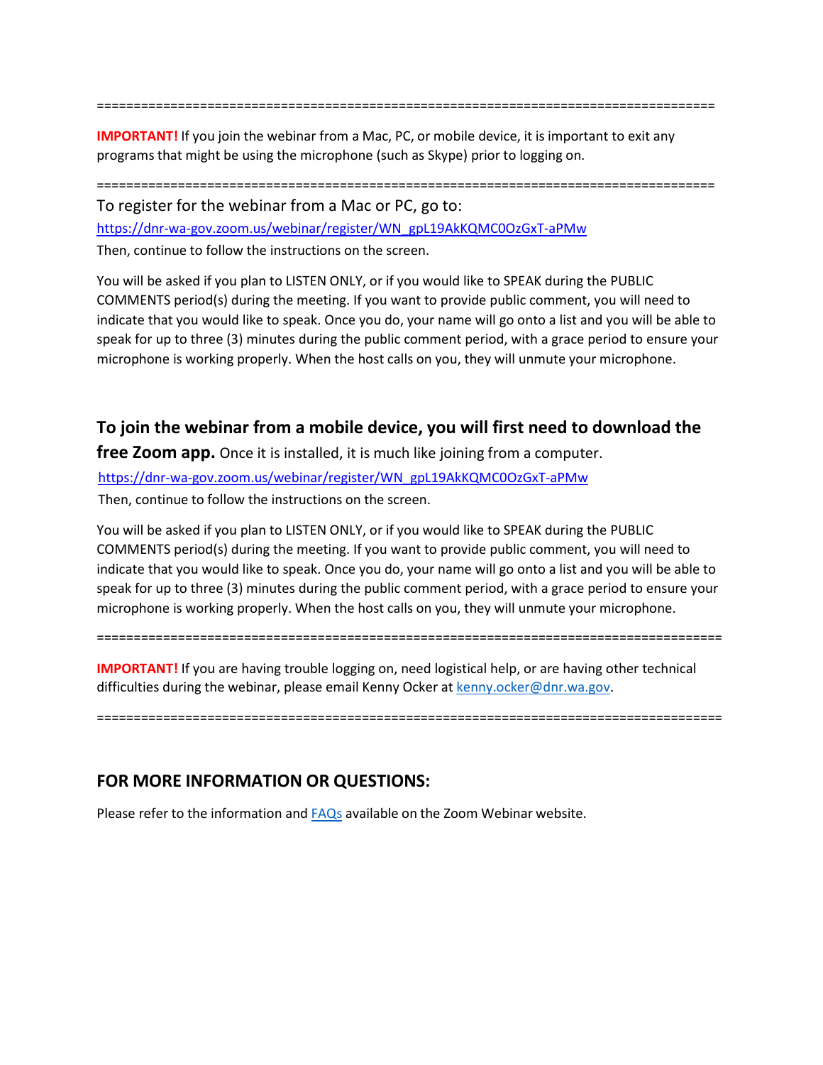=====================================================================================

**IMPORTANT!** If you join the webinar from a Mac, PC, or mobile device, it is important to exit any programs that might be using the microphone (such as Skype) prior to logging on.

=====================================================================================

To register for the webinar from a Mac or PC, go to:

https://dnr-wa-gov.zoom.us/webinar/register/WN_gpL19AkKQMC0OzGxT-aPMw

Then, continue to follow the instructions on the screen.

You will be asked if you plan to LISTEN ONLY, or if you would like to SPEAK during the PUBLIC COMMENTS period(s) during the meeting. If you want to provide public comment, you will need to indicate that you would like to speak. Once you do, your name will go onto a list and you will be able to speak for up to three (3) minutes during the public comment period, with a grace period to ensure your microphone is working properly. When the host calls on you, they will unmute your microphone.

**To join the webinar from a mobile device, you will first need to download the free Zoom app.** Once it is installed, it is much like joining from a computer.

https://dnr-wa-gov.zoom.us/webinar/register/WN_gpL19AkKQMC0OzGxT-aPMw

Then, continue to follow the instructions on the screen.

You will be asked if you plan to LISTEN ONLY, or if you would like to SPEAK during the PUBLIC COMMENTS period(s) during the meeting. If you want to provide public comment, you will need to indicate that you would like to speak. Once you do, your name will go onto a list and you will be able to speak for up to three (3) minutes during the public comment period, with a grace period to ensure your microphone is working properly. When the host calls on you, they will unmute your microphone.

=====================================================================================

**IMPORTANT!** If you are having trouble logging on, need logistical help, or are having other technical difficulties during the webinar, please email Kenny Ocker at kenny.ocker@dnr.wa.gov.

=====================================================================================

## FOR MORE INFORMATION OR QUESTIONS:

Please refer to the information and FAQs available on the Zoom Webinar website.